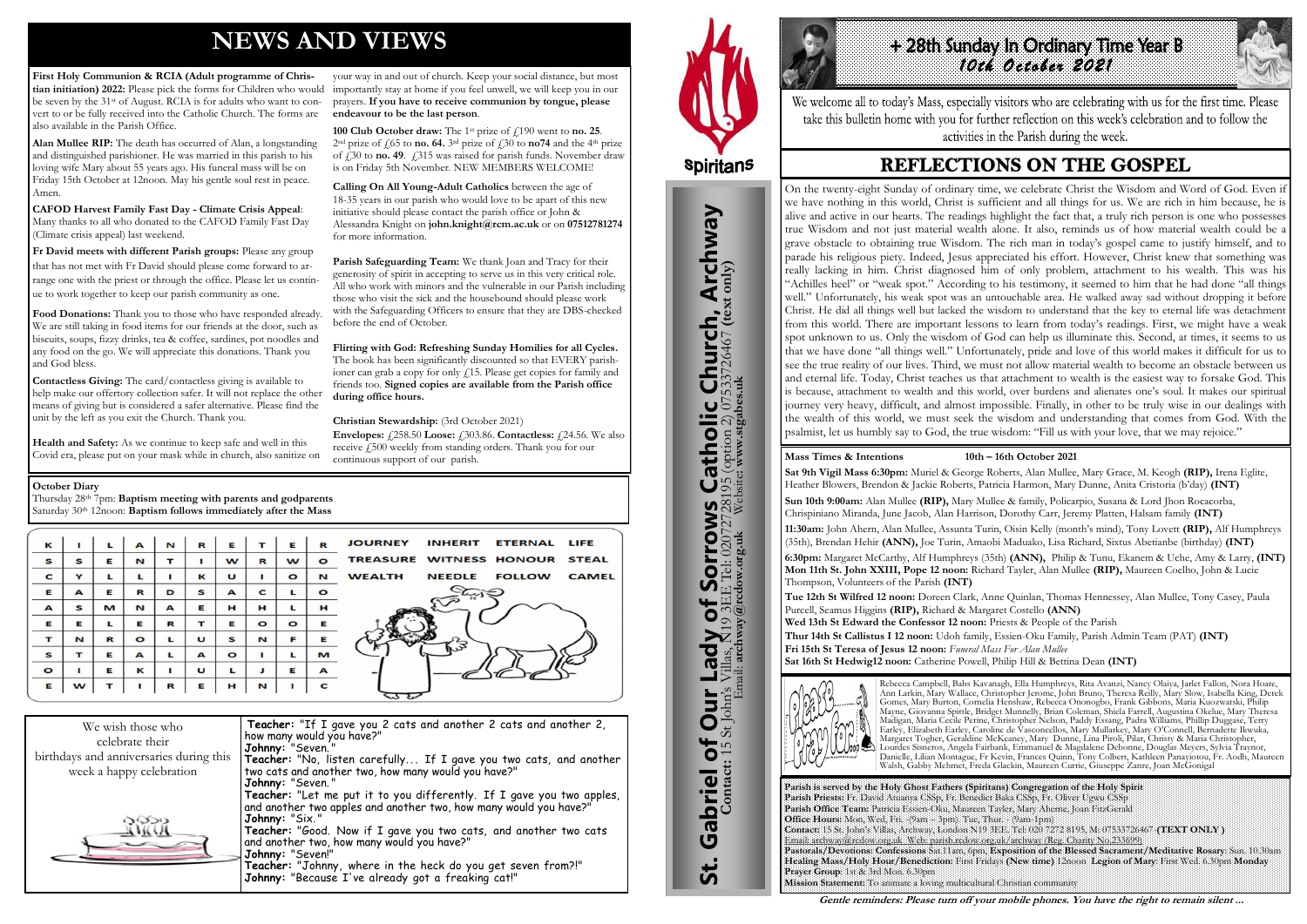# NEWS AND VIEWS

**First Holy Communion & RCIA (Adult programme of Christian initiation) 2022:** Please pick the forms for Children who would be seven by the 31st of August. RCIA is for adults who want to convert to or be fully received into the Catholic Church. The forms are also available in the Parish Office.

**Alan Mullee RIP:** The death has occurred of Alan, a longstanding and distinguished parishioner. He was married in this parish to his loving wife Mary about 55 years ago. His funeral mass will be on Friday 15th October at 12noon. May his gentle soul rest in peace. Amen.

**CAFOD Harvest Family Fast Day - Climate Crisis Appeal**: Many thanks to all who donated to the CAFOD Family Fast Day (Climate crisis appeal) last weekend.

**Fr David meets with different Parish groups:** Please any group that has not met with Fr David should please come forward to arrange one with the priest or through the office. Please let us continue to work together to keep our parish community as one.

**Food Donations:** Thank you to those who have responded already. We are still taking in food items for our friends at the door, such as biscuits, soups, fizzy drinks, tea & coffee, sardines, pot noodles and any food on the go. We will appreciate this donations. Thank you and God bless.

**Contactless Giving:** The card/contactless giving is available to help make our offertory collection safer. It will not replace the other means of giving but is considered a safer alternative. Please find the unit by the left as you exit the Church. Thank you.

**Health and Safety:** As we continue to keep safe and well in this Covid era, please put on your mask while in church, also sanitize on your way in and out of church. Keep your social distance, but most importantly stay at home if you feel unwell, we will keep you in our prayers. **If you have to receive communion by tongue, please endeavour to be the last person**.

**100 Club October draw:** The 1st prize of £190 went to **no. 25**. 2nd prize of £65 to **no. 64.** 3rd prize of £30 to **no74** and the 4th prize of £30 to **no. 49**. £315 was raised for parish funds. November draw is on Friday 5th November. NEW MEMBERS WELCOME!

**Calling On All Young-Adult Catholics** between the age of 18-35 years in our parish who would love to be apart of this new initiative should please contact the parish office or John & Alessandra Knight on **john.knight@rcm.ac.uk** or on **07512781274** for more information.

**Parish Safeguarding Team:** We thank Joan and Tracy for their generosity of spirit in accepting to serve us in this very critical role. All who work with minors and the vulnerable in our Parish including those who visit the sick and the housebound should please work with the Safeguarding Officers to ensure that they are DBS-checked before the end of October.

**Flirting with God: Refreshing Sunday Homilies for all Cycles.** The book has been significantly discounted so that EVERY parishioner can grab a copy for only £15. Please get copies for family and friends too. **Signed copies are available from the Parish office during office hours.**

**Christian Stewardship:** (3rd October 2021)
**Envelopes:** £258.50 **Loose:** £303.86. **Contactless:** £24.56. We also receive £500 weekly from standing orders. Thank you for our continuous support of our parish.

**October Diary**
Thursday 28th 7pm: **Baptism meeting with parents and godparents**
Saturday 30th 12noon: **Baptism follows immediately after the Mass**

| | | | | | | | | | |
|---|---|---|---|---|---|---|---|---|---|
| K | I | L | A | N | R | E | T | E | R |
| S | S | E | N | T | I | W | R | W | O |
| C | Y | L | L | I | K | U | I | O | N |
| E | A | E | R | D | S | A | C | L | O |
| A | S | M | N | A | E | H | H | L | H |
| E | E | L | E | R | T | E | O | O | E |
| T | N | R | O | L | U | S | N | F | E |
| S | T | E | A | L | A | O | I | L | M |
| O | I | E | K | I | U | L | J | E | A |
| E | W | T | I | R | E | H | N | I | C |

JOURNEY INHERIT ETERNAL LIFE
TREASURE WITNESS HONOUR STEAL
WEALTH NEEDLE FOLLOW CAMEL

We wish those who celebrate their birthdays and anniversaries during this week a happy celebration

**Teacher:** "If I gave you 2 cats and another 2 cats and another 2, how many would you have?"
**Johnny:** "Seven."
**Teacher:** "No, listen carefully... If I gave you two cats, and another two cats and another two, how many would you have?"
**Johnny:** "Seven."
**Teacher:** "Let me put it to you differently. If I gave you two apples, and another two apples and another two, how many would you have?"
**Johnny:** "Six."
**Teacher:** "Good. Now if I gave you two cats, and another two cats and another two, how many would you have?"
**Johnny:** "Seven!"
**Teacher:** "Johnny, where in the heck do you get seven from?!"
**Johnny:** "Because I've already got a freaking cat!"

Spiritans

# St. Gabriel of Our Lady of Sorrows Catholic Church, Archway

**Contact:** 15 St John's Villas, N19 3EE Tel: 02072728195 (option 2) 07533726467 **(text only)**
Email: **archway@redow.org.uk** Website: **www.stgabes.uk**

# + 28th Sunday In Ordinary Time Year B
*10th October 2021*

We welcome all to today's Mass, especially visitors who are celebrating with us for the first time. Please take this bulletin home with you for further reflection on this week's celebration and to follow the activities in the Parish during the week.

## REFLECTIONS ON THE GOSPEL

On the twenty-eight Sunday of ordinary time, we celebrate Christ the Wisdom and Word of God. Even if we have nothing in this world, Christ is sufficient and all things for us. We are rich in him because, he is alive and active in our hearts. The readings highlight the fact that, a truly rich person is one who possesses true Wisdom and not just material wealth alone. It also, reminds us of how material wealth could be a grave obstacle to obtaining true Wisdom. The rich man in today's gospel came to justify himself, and to parade his religious piety. Indeed, Jesus appreciated his effort. However, Christ knew that something was really lacking in him. Christ diagnosed him of only problem, attachment to his wealth. This was his "Achilles heel" or "weak spot." According to his testimony, it seemed to him that he had done "all things well." Unfortunately, his weak spot was an untouchable area. He walked away sad without dropping it before Christ. He did all things well but lacked the wisdom to understand that the key to eternal life was detachment from this world. There are important lessons to learn from today's readings. First, we might have a weak spot unknown to us. Only the wisdom of God can help us illuminate this. Second, at times, it seems to us that we have done "all things well." Unfortunately, pride and love of this world makes it difficult for us to see the true reality of our lives. Third, we must not allow material wealth to become an obstacle between us and eternal life. Today, Christ teaches us that attachment to wealth is the easiest way to forsake God. This is because, attachment to wealth and this world, over burdens and alienates one's soul. It makes our spiritual journey very heavy, difficult, and almost impossible. Finally, in other to be truly wise in our dealings with the wealth of this world, we must seek the wisdom and understanding that comes from God. With the psalmist, let us humbly say to God, the true wisdom: "Fill us with your love, that we may rejoice."

**Mass Times & Intentions 10th – 16th October 2021**

**Sat 9th Vigil Mass 6:30pm:** Muriel & George Roberts, Alan Mullee, Mary Grace, M. Keogh **(RIP),** Irena Eglite, Heather Blowers, Brendon & Jackie Roberts, Patricia Harmon, Mary Dunne, Anita Cristoria (b'day) **(INT)**

**Sun 10th 9:00am:** Alan Mullee **(RIP),** Mary Mullee & family, Policarpio, Susana & Lord Jhon Rocacorba, Chrispiniano Miranda, June Jacob, Alan Harrison, Dorothy Carr, Jeremy Platten, Halsam family **(INT)**

**11:30am:** John Ahern, Alan Mullee, Assunta Turin, Oisin Kelly (month's mind), Tony Lovett **(RIP),** Alf Humphreys (35th), Brendan Hehir **(ANN),** Joe Turin, Amaobi Maduako, Lisa Richard, Sixtus Abetianbe (birthday) **(INT)**

**6:30pm:** Margaret McCarthy, Alf Humphreys (35th) **(ANN),** Philip & Tunu, Ekanem & Uche, Amy & Larry, **(INT)**

**Mon 11th St. John XXIII, Pope 12 noon:** Richard Tayler, Alan Mullee **(RIP),** Maureen Coelho, John & Lucie Thompson, Volunteers of the Parish **(INT)**

**Tue 12th St Wilfred 12 noon:** Doreen Clark, Anne Quinlan, Thomas Hennessey, Alan Mullee, Tony Casey, Paula Purcell, Seamus Higgins **(RIP),** Richard & Margaret Costello **(ANN)**

**Wed 13th St Edward the Confessor 12 noon:** Priests & People of the Parish

**Thur 14th St Callistus I 12 noon:** Udoh family, Essien-Oku Family, Parish Admin Team (PAT) **(INT)**

**Fri 15th St Teresa of Jesus 12 noon:** *Funeral Mass For Alan Mullee*

**Sat 16th St Hedwig12 noon:** Catherine Powell, Philip Hill & Bettina Dean **(INT)**

Please Pray for...

Rebecca Campbell, Babs Kavanagh, Ella Humphreys, Rita Avanzi, Nancy Olaiya, Jarlet Fallon, Nora Hoare, Ann Larkin, Mary Wallace, Christopher Jerome, John Bruno, Theresa Reilly, Mary Slow, Isabella King, Derek Gomes, Mary Burton, Cornelia Henshaw, Rebecca Ononogbo, Frank Gibbons, Maria Kuozwatski, Philip Mayne, Giovanna Spittle, Bridget Munnelly, Brian Coleman, Shiela Farrell, Augustina Okelue, Mary Theresa Madigan, Maria Cecile Perine, Christopher Nelson, Paddy Essang, Padra Williams, Phillip Duggase, Terry Earley, Elizabeth Earley, Caroline de Vasconcellos, Mary Mullarkey, Mary O'Connell, Bernadette Ikwuka, Margaret Togher, Geraldine McKeaney, Mary Dunne, Lina Piroli, Pilar, Christy & Maria Christopher, Lourdes Sisneros, Angela Fairbank, Emmanuel & Magdalene Debonne, Meyers, Sylvia Traynor, Danielle, Lilian Montague, Fr Kevin, Frances Quinn, Tony Colbert, Kathleen Panayiotou, Fr. Aodh, Maureen Walsh, Gabby Mehmet, Freda Glackin, Maureen Currie, Giuseppe Zanre, Joan McGonigal

**Parish is served by the Holy Ghost Fathers (Spiritans) Congregation of the Holy Spirit**
**Parish Priests:** Fr. David Atuanya CSSp, Fr. Benedict Baka CSSp, Fr. Oliver Ugwu CSSp
**Parish Office Team:** Patricia Essien-Oku, Maureen Tayler, Mary Aherne, Joan FitzGerald
**Office Hours:** Mon, Wed, Fri. -(9am – 3pm) Tue, Thur. - (9am-1pm)
**Contact:** 15 St. John's Villas, Archway, London N19 3EE. Tel: 020 7272 8195. M: 07533726467 **(TEXT ONLY )**
Email: archway@rcdow.org.uk Web: parish.rcdow.org.uk/archway (Reg. Charity No 233699)
**Pastorals/Devotions: Confessions** Sat 11am, 6pm, **Exposition of the Blessed Sacrament/Meditative Rosary**: Sun. 10.30am
**Healing Mass/Holy Hour/Benediction:** First Fridays **(New time)** 12noon **Legion of Mary**: First Wed. 6.30pm **Monday Prayer Group**: 1st & 3rd Mon. 6.30pm
**Mission Statement:** To animate a loving multicultural Christian community

***Gentle reminders: Please turn off your mobile phones. You have the right to remain silent ...***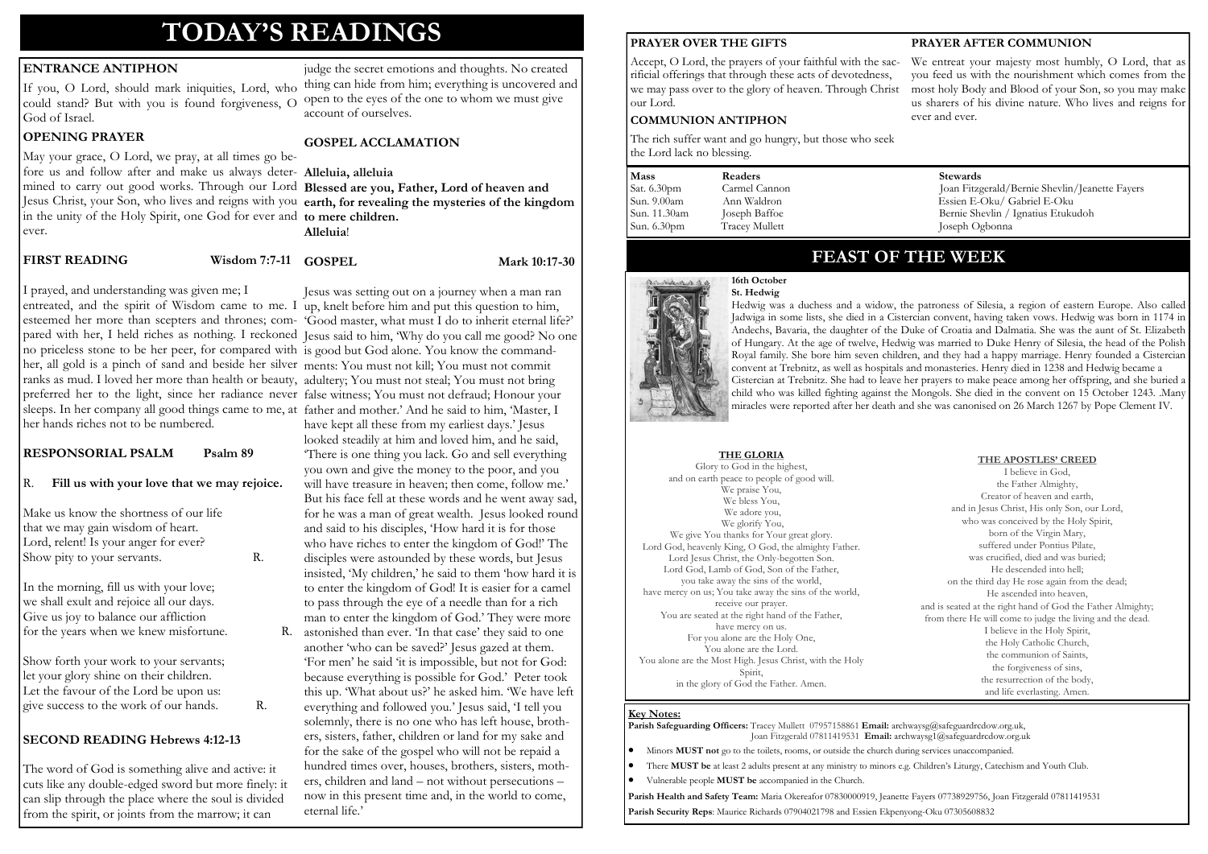# TODAY'S READINGS

## ENTRANCE ANTIPHON

If you, O Lord, should mark iniquities, Lord, who could stand? But with you is found forgiveness, O God of Israel.

## OPENING PRAYER

May your grace, O Lord, we pray, at all times go before us and follow after and make us always determined to carry out good works. Through our Lord Jesus Christ, your Son, who lives and reigns with you in the unity of the Holy Spirit, one God for ever and ever.

## FIRST READING Wisdom 7:7-11

I prayed, and understanding was given me; I entreated, and the spirit of Wisdom came to me. I esteemed her more than scepters and thrones; compared with her, I held riches as nothing. I reckoned no priceless stone to be her peer, for compared with her, all gold is a pinch of sand and beside her silver ranks as mud. I loved her more than health or beauty, preferred her to the light, since her radiance never sleeps. In her company all good things came to me, at her hands riches not to be numbered.

## RESPONSORIAL PSALM Psalm 89

R. **Fill us with your love that we may rejoice.**

Make us know the shortness of our life
that we may gain wisdom of heart.
Lord, relent! Is your anger for ever?
Show pity to your servants. R.

In the morning, fill us with your love;
we shall exult and rejoice all our days.
Give us joy to balance our affliction
for the years when we knew misfortune. R.

Show forth your work to your servants;
let your glory shine on their children.
Let the favour of the Lord be upon us:
give success to the work of our hands. R.

## SECOND READING Hebrews 4:12-13

The word of God is something alive and active: it cuts like any double-edged sword but more finely: it can slip through the place where the soul is divided from the spirit, or joints from the marrow; it can judge the secret emotions and thoughts. No created thing can hide from him; everything is uncovered and open to the eyes of the one to whom we must give account of ourselves.

## GOSPEL ACCLAMATION

**Alleluia, alleluia**
**Blessed are you, Father, Lord of heaven and earth, for revealing the mysteries of the kingdom to mere children.**
**Alleluia**!

## GOSPEL Mark 10:17-30

Jesus was setting out on a journey when a man ran up, knelt before him and put this question to him, 'Good master, what must I do to inherit eternal life?' Jesus said to him, 'Why do you call me good? No one is good but God alone. You know the commandments: You must not kill; You must not commit adultery; You must not steal; You must not bring false witness; You must not defraud; Honour your father and mother.' And he said to him, 'Master, I have kept all these from my earliest days.' Jesus looked steadily at him and loved him, and he said, 'There is one thing you lack. Go and sell everything you own and give the money to the poor, and you will have treasure in heaven; then come, follow me.' But his face fell at these words and he went away sad, for he was a man of great wealth. Jesus looked round and said to his disciples, 'How hard it is for those who have riches to enter the kingdom of God!' The disciples were astounded by these words, but Jesus insisted, 'My children,' he said to them 'how hard it is to enter the kingdom of God! It is easier for a camel to pass through the eye of a needle than for a rich man to enter the kingdom of God.' They were more astonished than ever. 'In that case' they said to one another 'who can be saved?' Jesus gazed at them. 'For men' he said 'it is impossible, but not for God: because everything is possible for God.' Peter took this up. 'What about us?' he asked him. 'We have left everything and followed you.' Jesus said, 'I tell you solemnly, there is no one who has left house, brothers, sisters, father, children or land for my sake and for the sake of the gospel who will not be repaid a hundred times over, houses, brothers, sisters, mothers, children and land – not without persecutions – now in this present time and, in the world to come, eternal life.'

## PRAYER OVER THE GIFTS

Accept, O Lord, the prayers of your faithful with the sacrificial offerings that through these acts of devotedness, we may pass over to the glory of heaven. Through Christ our Lord.

## COMMUNION ANTIPHON

The rich suffer want and go hungry, but those who seek the Lord lack no blessing.

## PRAYER AFTER COMMUNION

We entreat your majesty most humbly, O Lord, that as you feed us with the nourishment which comes from the most holy Body and Blood of your Son, so you may make us sharers of his divine nature. Who lives and reigns for ever and ever.

| Mass | Readers | Stewards |
|---|---|---|
| Sat. 6.30pm | Carmel Cannon | Joan Fitzgerald/Bernie Shevlin/Jeanette Fayers |
| Sun. 9.00am | Ann Waldron | Essien E-Oku/ Gabriel E-Oku |
| Sun. 11.30am | Joseph Baffoe | Bernie Shevlin / Ignatius Etukudoh |
| Sun. 6.30pm | Tracey Mullett | Joseph Ogbonna |

# FEAST OF THE WEEK

**16th October**
**St. Hedwig**

Hedwig was a duchess and a widow, the patroness of Silesia, a region of eastern Europe. Also called Jadwiga in some lists, she died in a Cistercian convent, having taken vows. Hedwig was born in 1174 in Andechs, Bavaria, the daughter of the Duke of Croatia and Dalmatia. She was the aunt of St. Elizabeth of Hungary. At the age of twelve, Hedwig was married to Duke Henry of Silesia, the head of the Polish Royal family. She bore him seven children, and they had a happy marriage. Henry founded a Cistercian convent at Trebnitz, as well as hospitals and monasteries. Henry died in 1238 and Hedwig became a Cistercian at Trebnitz. She had to leave her prayers to make peace among her offspring, and she buried a child who was killed fighting against the Mongols. She died in the convent on 15 October 1243. .Many miracles were reported after her death and she was canonised on 26 March 1267 by Pope Clement IV.

### THE GLORIA

Glory to God in the highest,
and on earth peace to people of good will.
We praise You,
We bless You,
We adore you,
We glorify You,
We give You thanks for Your great glory.
Lord God, heavenly King, O God, the almighty Father.
Lord Jesus Christ, the Only-begotten Son.
Lord God, Lamb of God, Son of the Father,
you take away the sins of the world,
have mercy on us; You take away the sins of the world,
receive our prayer.
You are seated at the right hand of the Father,
have mercy on us.
For you alone are the Holy One,
You alone are the Lord.
You alone are the Most High. Jesus Christ, with the Holy Spirit,
in the glory of God the Father. Amen.

### THE APOSTLES' CREED

I believe in God,
the Father Almighty,
Creator of heaven and earth,
and in Jesus Christ, His only Son, our Lord,
who was conceived by the Holy Spirit,
born of the Virgin Mary,
suffered under Pontius Pilate,
was crucified, died and was buried;
He descended into hell;
on the third day He rose again from the dead;
He ascended into heaven,
and is seated at the right hand of God the Father Almighty;
from there He will come to judge the living and the dead.
I believe in the Holy Spirit,
the Holy Catholic Church,
the communion of Saints,
the forgiveness of sins,
the resurrection of the body,
and life everlasting. Amen.

**Key Notes:**

**Parish Safeguarding Officers:** Tracey Mullett 07957158861 **Email:** archwaysg@safeguardrcdow.org.uk, Joan Fitzgerald 07811419531 **Email:** archwaysg1@safeguardrcdow.org.uk

- Minors **MUST not** go to the toilets, rooms, or outside the church during services unaccompanied.
- There **MUST be** at least 2 adults present at any ministry to minors e.g. Children's Liturgy, Catechism and Youth Club.
- Vulnerable people **MUST be** accompanied in the Church.

**Parish Health and Safety Team:** Maria Okereafor 07830000919, Jeanette Fayers 07738929756, Joan Fitzgerald 07811419531

**Parish Security Reps**: Maurice Richards 07904021798 and Essien Ekpenyong-Oku 07305608832